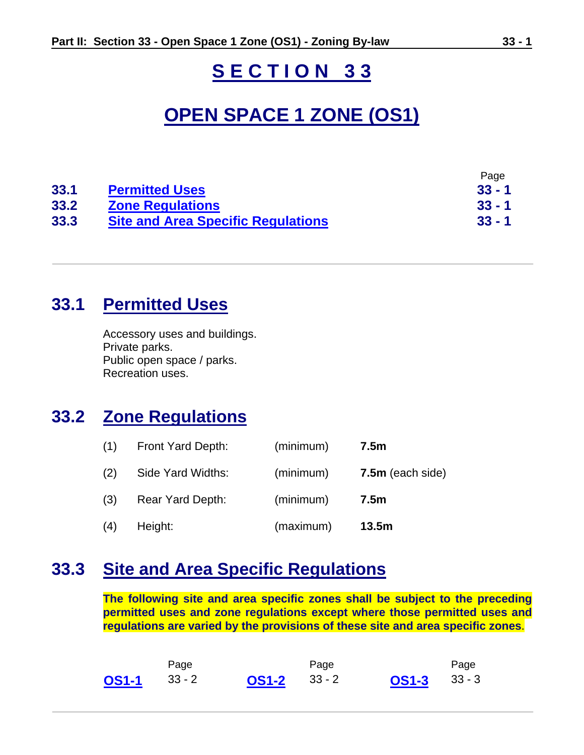# SECTION 33

# OPEN SPACE 1 ZONE (OS1)

| | | Page |
|---|---|---|
| **33.1** | **Permitted Uses** | **33 - 1** |
| **33.2** | **Zone Regulations** | **33 - 1** |
| **33.3** | **Site and Area Specific Regulations** | **33 - 1** |

---

## 33.1 Permitted Uses

Accessory uses and buildings.
Private parks.
Public open space / parks.
Recreation uses.

## 33.2 Zone Regulations

| | | | |
|---|---|---|---|
| (1) | Front Yard Depth: | (minimum) | **7.5m** |
| (2) | Side Yard Widths: | (minimum) | **7.5m** (each side) |
| (3) | Rear Yard Depth: | (minimum) | **7.5m** |
| (4) | Height: | (maximum) | **13.5m** |

## 33.3 Site and Area Specific Regulations

**The following site and area specific zones shall be subject to the preceding permitted uses and zone regulations except where those permitted uses and regulations are varied by the provisions of these site and area specific zones.**

| | Page | | Page | | Page |
|---|---|---|---|---|---|
| **OS1-1** | 33 - 2 | **OS1-2** | 33 - 2 | **OS1-3** | 33 - 3 |

---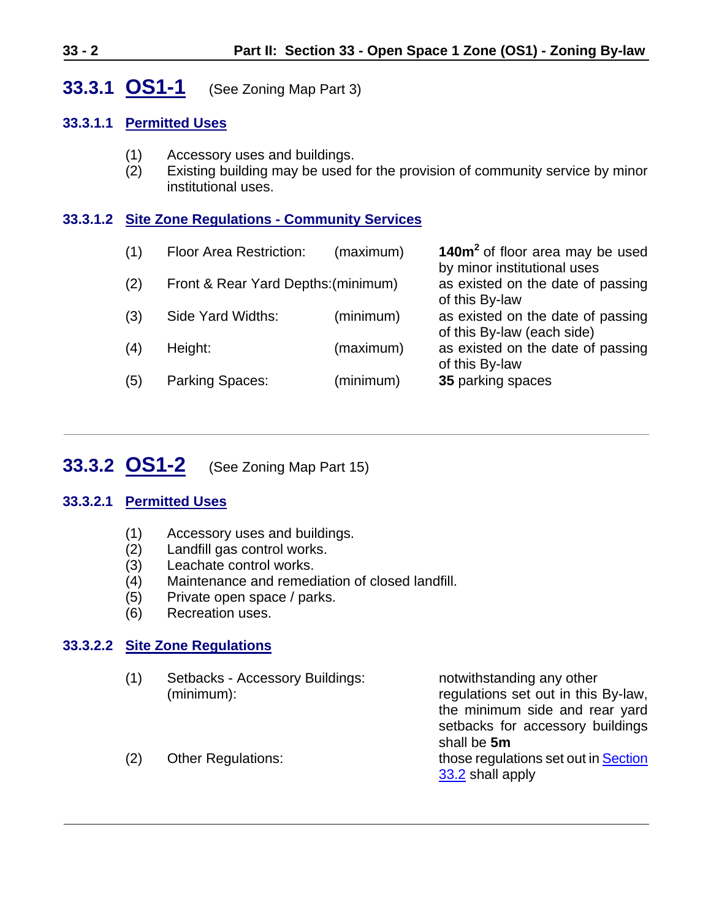## 33.3.1 OS1-1 (See Zoning Map Part 3)

### 33.3.1.1 Permitted Uses

(1) Accessory uses and buildings.
(2) Existing building may be used for the provision of community service by minor institutional uses.

### 33.3.1.2 Site Zone Regulations - Community Services

| | | | |
|---|---|---|---|
| (1) | Floor Area Restriction: | (maximum) | **140m$^2$** of floor area may be used by minor institutional uses |
| (2) | Front & Rear Yard Depths: | (minimum) | as existed on the date of passing of this By-law |
| (3) | Side Yard Widths: | (minimum) | as existed on the date of passing of this By-law (each side) |
| (4) | Height: | (maximum) | as existed on the date of passing of this By-law |
| (5) | Parking Spaces: | (minimum) | **35** parking spaces |

---

## 33.3.2 OS1-2 (See Zoning Map Part 15)

### 33.3.2.1 Permitted Uses

(1) Accessory uses and buildings.
(2) Landfill gas control works.
(3) Leachate control works.
(4) Maintenance and remediation of closed landfill.
(5) Private open space / parks.
(6) Recreation uses.

### 33.3.2.2 Site Zone Regulations

| | | |
|---|---|---|
| (1) | Setbacks - Accessory Buildings: (minimum): | notwithstanding any other regulations set out in this By-law, the minimum side and rear yard setbacks for accessory buildings shall be **5m** |
| (2) | Other Regulations: | those regulations set out in Section 33.2 shall apply |

---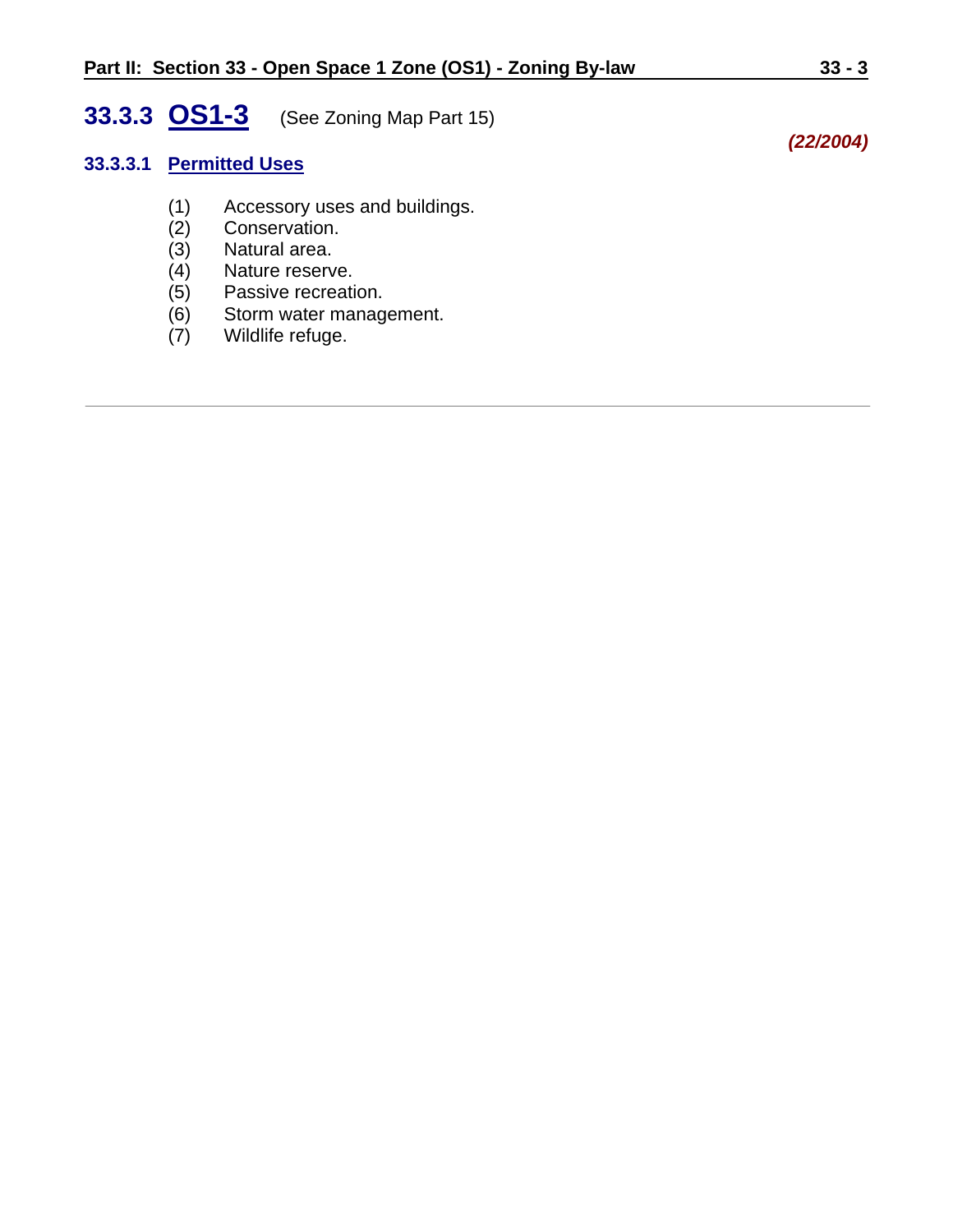## 33.3.3 OS1-3 (See Zoning Map Part 15)

***(22/2004)***

### 33.3.3.1 Permitted Uses

(1) Accessory uses and buildings.
(2) Conservation.
(3) Natural area.
(4) Nature reserve.
(5) Passive recreation.
(6) Storm water management.
(7) Wildlife refuge.

---